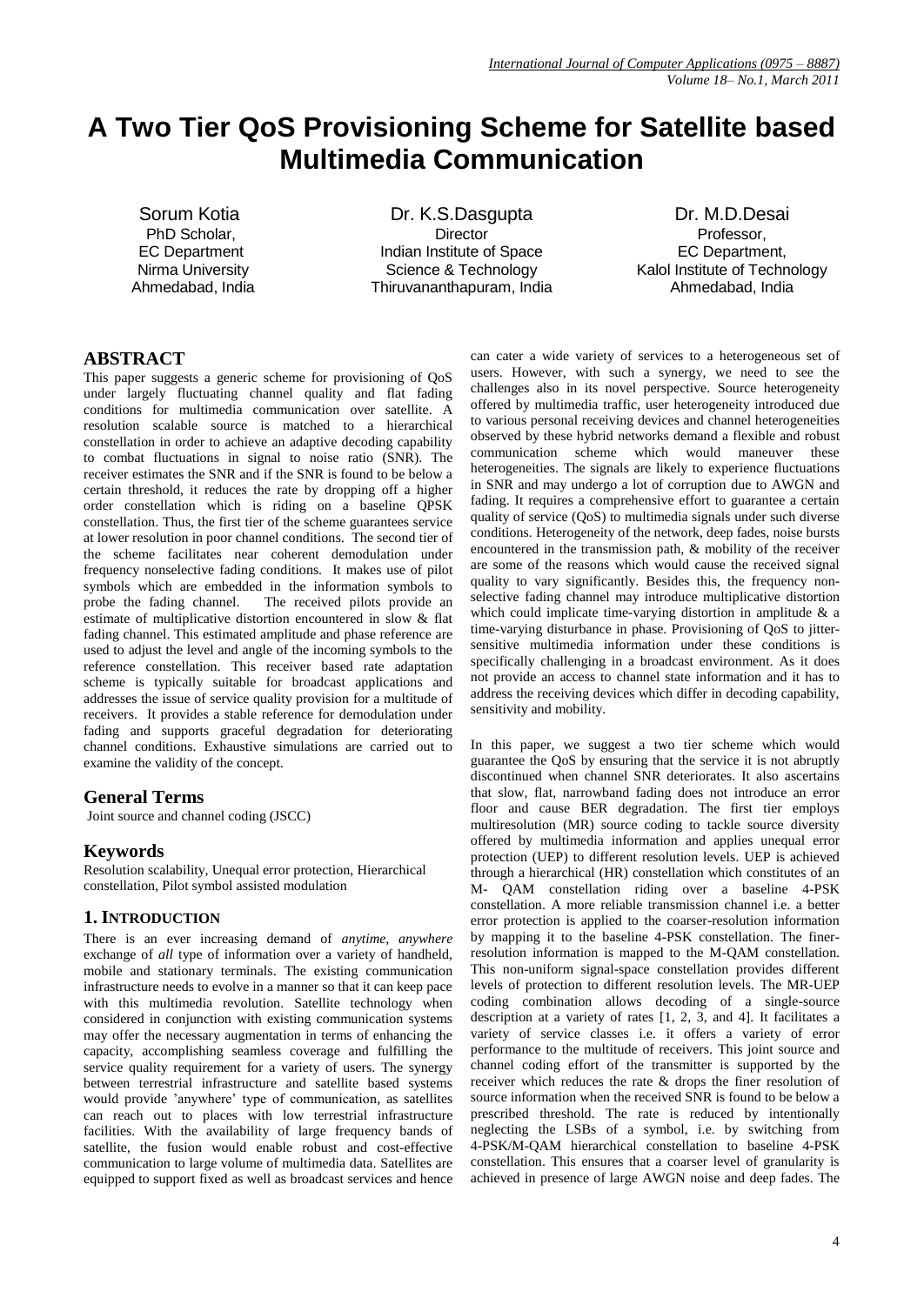# A Two Tier QoS Provisioning Scheme for Satellite based Multimedia Communication

Sorum Kotia
PhD Scholar,
EC Department
Nirma University
Ahmedabad, India

Dr. K.S.Dasgupta
Director
Indian Institute of Space Science & Technology
Thiruvananthapuram, India

Dr. M.D.Desai
Professor,
EC Department,
Kalol Institute of Technology
Ahmedabad, India

## ABSTRACT

This paper suggests a generic scheme for provisioning of QoS under largely fluctuating channel quality and flat fading conditions for multimedia communication over satellite. A resolution scalable source is matched to a hierarchical constellation in order to achieve an adaptive decoding capability to combat fluctuations in signal to noise ratio (SNR). The receiver estimates the SNR and if the SNR is found to be below a certain threshold, it reduces the rate by dropping off a higher order constellation which is riding on a baseline QPSK constellation. Thus, the first tier of the scheme guarantees service at lower resolution in poor channel conditions. The second tier of the scheme facilitates near coherent demodulation under frequency nonselective fading conditions. It makes use of pilot symbols which are embedded in the information symbols to probe the fading channel. The received pilots provide an estimate of multiplicative distortion encountered in slow & flat fading channel. This estimated amplitude and phase reference are used to adjust the level and angle of the incoming symbols to the reference constellation. This receiver based rate adaptation scheme is typically suitable for broadcast applications and addresses the issue of service quality provision for a multitude of receivers. It provides a stable reference for demodulation under fading and supports graceful degradation for deteriorating channel conditions. Exhaustive simulations are carried out to examine the validity of the concept.

## General Terms

Joint source and channel coding (JSCC)

## Keywords

Resolution scalability, Unequal error protection, Hierarchical constellation, Pilot symbol assisted modulation

## 1. INTRODUCTION

There is an ever increasing demand of *anytime*, *anywhere* exchange of *all* type of information over a variety of handheld, mobile and stationary terminals. The existing communication infrastructure needs to evolve in a manner so that it can keep pace with this multimedia revolution. Satellite technology when considered in conjunction with existing communication systems may offer the necessary augmentation in terms of enhancing the capacity, accomplishing seamless coverage and fulfilling the service quality requirement for a variety of users. The synergy between terrestrial infrastructure and satellite based systems would provide 'anywhere' type of communication, as satellites can reach out to places with low terrestrial infrastructure facilities. With the availability of large frequency bands of satellite, the fusion would enable robust and cost-effective communication to large volume of multimedia data. Satellites are equipped to support fixed as well as broadcast services and hence can cater a wide variety of services to a heterogeneous set of users. However, with such a synergy, we need to see the challenges also in its novel perspective. Source heterogeneity offered by multimedia traffic, user heterogeneity introduced due to various personal receiving devices and channel heterogeneities observed by these hybrid networks demand a flexible and robust communication scheme which would maneuver these heterogeneities. The signals are likely to experience fluctuations in SNR and may undergo a lot of corruption due to AWGN and fading. It requires a comprehensive effort to guarantee a certain quality of service (QoS) to multimedia signals under such diverse conditions. Heterogeneity of the network, deep fades, noise bursts encountered in the transmission path, & mobility of the receiver are some of the reasons which would cause the received signal quality to vary significantly. Besides this, the frequency non-selective fading channel may introduce multiplicative distortion which could implicate time-varying distortion in amplitude & a time-varying disturbance in phase. Provisioning of QoS to jitter-sensitive multimedia information under these conditions is specifically challenging in a broadcast environment. As it does not provide an access to channel state information and it has to address the receiving devices which differ in decoding capability, sensitivity and mobility.

In this paper, we suggest a two tier scheme which would guarantee the QoS by ensuring that the service it is not abruptly discontinued when channel SNR deteriorates. It also ascertains that slow, flat, narrowband fading does not introduce an error floor and cause BER degradation. The first tier employs multiresolution (MR) source coding to tackle source diversity offered by multimedia information and applies unequal error protection (UEP) to different resolution levels. UEP is achieved through a hierarchical (HR) constellation which constitutes of an M- QAM constellation riding over a baseline 4-PSK constellation. A more reliable transmission channel i.e. a better error protection is applied to the coarser-resolution information by mapping it to the baseline 4-PSK constellation. The finer-resolution information is mapped to the M-QAM constellation. This non-uniform signal-space constellation provides different levels of protection to different resolution levels. The MR-UEP coding combination allows decoding of a single-source description at a variety of rates [1, 2, 3, and 4]. It facilitates a variety of service classes i.e. it offers a variety of error performance to the multitude of receivers. This joint source and channel coding effort of the transmitter is supported by the receiver which reduces the rate & drops the finer resolution of source information when the received SNR is found to be below a prescribed threshold. The rate is reduced by intentionally neglecting the LSBs of a symbol, i.e. by switching from 4-PSK/M-QAM hierarchical constellation to baseline 4-PSK constellation. This ensures that a coarser level of granularity is achieved in presence of large AWGN noise and deep fades. The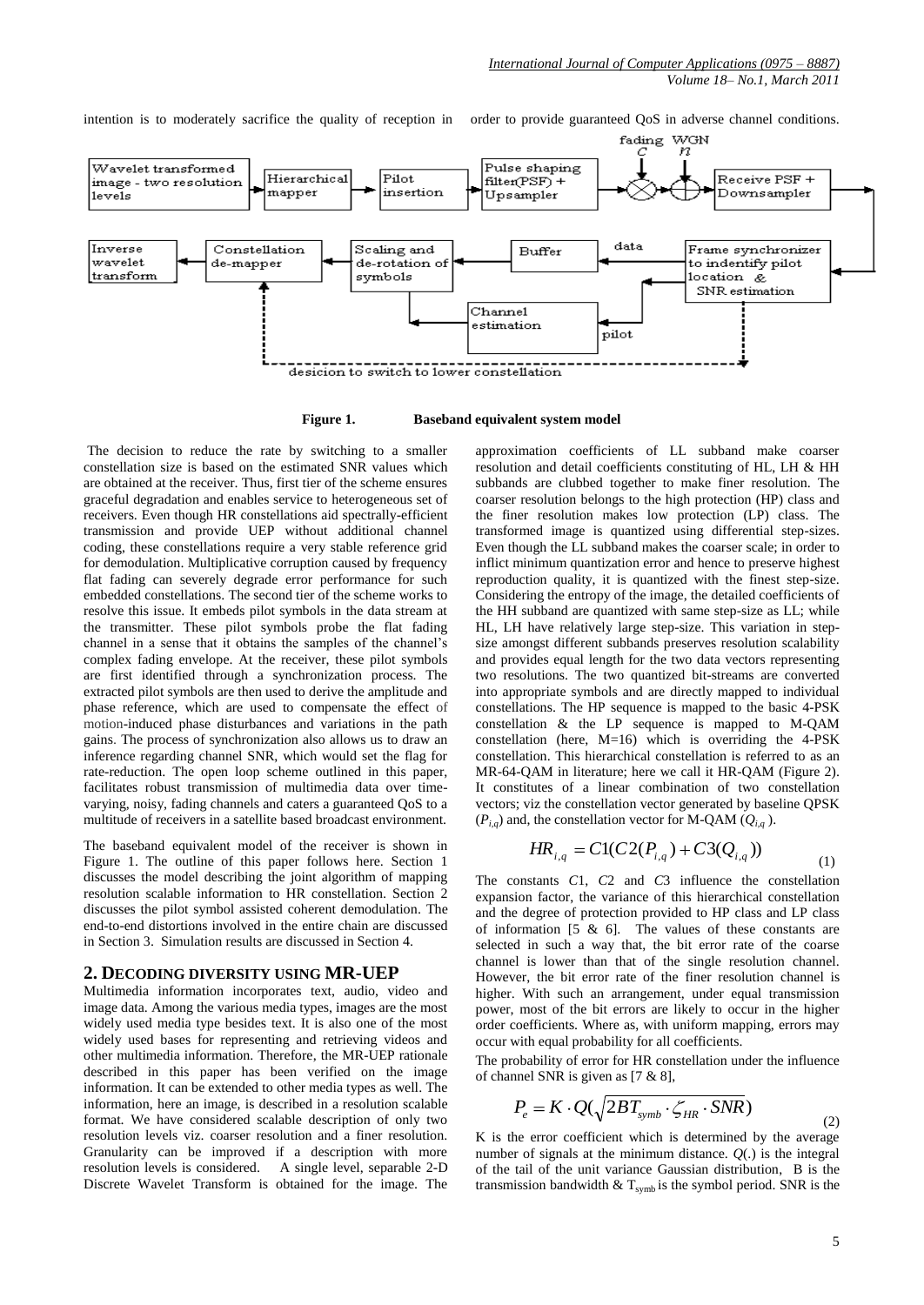intention is to moderately sacrifice the quality of reception in order to provide guaranteed QoS in adverse channel conditions.

**Figure 1. Baseband equivalent system model**

The decision to reduce the rate by switching to a smaller constellation size is based on the estimated SNR values which are obtained at the receiver. Thus, first tier of the scheme ensures graceful degradation and enables service to heterogeneous set of receivers. Even though HR constellations aid spectrally-efficient transmission and provide UEP without additional channel coding, these constellations require a very stable reference grid for demodulation. Multiplicative corruption caused by frequency flat fading can severely degrade error performance for such embedded constellations. The second tier of the scheme works to resolve this issue. It embeds pilot symbols in the data stream at the transmitter. These pilot symbols probe the flat fading channel in a sense that it obtains the samples of the channel's complex fading envelope. At the receiver, these pilot symbols are first identified through a synchronization process. The extracted pilot symbols are then used to derive the amplitude and phase reference, which are used to compensate the effect of motion-induced phase disturbances and variations in the path gains. The process of synchronization also allows us to draw an inference regarding channel SNR, which would set the flag for rate-reduction. The open loop scheme outlined in this paper, facilitates robust transmission of multimedia data over time-varying, noisy, fading channels and caters a guaranteed QoS to a multitude of receivers in a satellite based broadcast environment.

The baseband equivalent model of the receiver is shown in Figure 1. The outline of this paper follows here. Section 1 discusses the model describing the joint algorithm of mapping resolution scalable information to HR constellation. Section 2 discusses the pilot symbol assisted coherent demodulation. The end-to-end distortions involved in the entire chain are discussed in Section 3. Simulation results are discussed in Section 4.

## 2. DECODING DIVERSITY USING MR-UEP

Multimedia information incorporates text, audio, video and image data. Among the various media types, images are the most widely used media type besides text. It is also one of the most widely used bases for representing and retrieving videos and other multimedia information. Therefore, the MR-UEP rationale described in this paper has been verified on the image information. It can be extended to other media types as well. The information, here an image, is described in a resolution scalable format. We have considered scalable description of only two resolution levels viz. coarser resolution and a finer resolution. Granularity can be improved if a description with more resolution levels is considered. A single level, separable 2-D Discrete Wavelet Transform is obtained for the image. The approximation coefficients of LL subband make coarser resolution and detail coefficients constituting of HL, LH & HH subbands are clubbed together to make finer resolution. The coarser resolution belongs to the high protection (HP) class and the finer resolution makes low protection (LP) class. The transformed image is quantized using differential step-sizes. Even though the LL subband makes the coarser scale; in order to inflict minimum quantization error and hence to preserve highest reproduction quality, it is quantized with the finest step-size. Considering the entropy of the image, the detailed coefficients of the HH subband are quantized with same step-size as LL; while HL, LH have relatively large step-size. This variation in step-size amongst different subbands preserves resolution scalability and provides equal length for the two data vectors representing two resolutions. The two quantized bit-streams are converted into appropriate symbols and are directly mapped to individual constellations. The HP sequence is mapped to the basic 4-PSK constellation & the LP sequence is mapped to M-QAM constellation (here, M=16) which is overriding the 4-PSK constellation. This hierarchical constellation is referred to as an MR-64-QAM in literature; here we call it HR-QAM (Figure 2). It constitutes of a linear combination of two constellation vectors; viz the constellation vector generated by baseline QPSK ($P_{i,q}$) and, the constellation vector for M-QAM ($Q_{i,q}$).

$$HR_{i,q} = C1(C2(P_{i,q}) + C3(Q_{i,q})) \tag{1}$$

The constants $C1$, $C2$ and $C3$ influence the constellation expansion factor, the variance of this hierarchical constellation and the degree of protection provided to HP class and LP class of information [5 & 6]. The values of these constants are selected in such a way that, the bit error rate of the coarse channel is lower than that of the single resolution channel. However, the bit error rate of the finer resolution channel is higher. With such an arrangement, under equal transmission power, most of the bit errors are likely to occur in the higher order coefficients. Where as, with uniform mapping, errors may occur with equal probability for all coefficients.

The probability of error for HR constellation under the influence of channel SNR is given as [7 & 8],

$$P_e = K \cdot Q(\sqrt{2BT_{symb} \cdot \zeta_{HR} \cdot SNR}) \tag{2}$$

K is the error coefficient which is determined by the average number of signals at the minimum distance. $Q(.)$ is the integral of the tail of the unit variance Gaussian distribution, B is the transmission bandwidth & $T_{symb}$ is the symbol period. SNR is the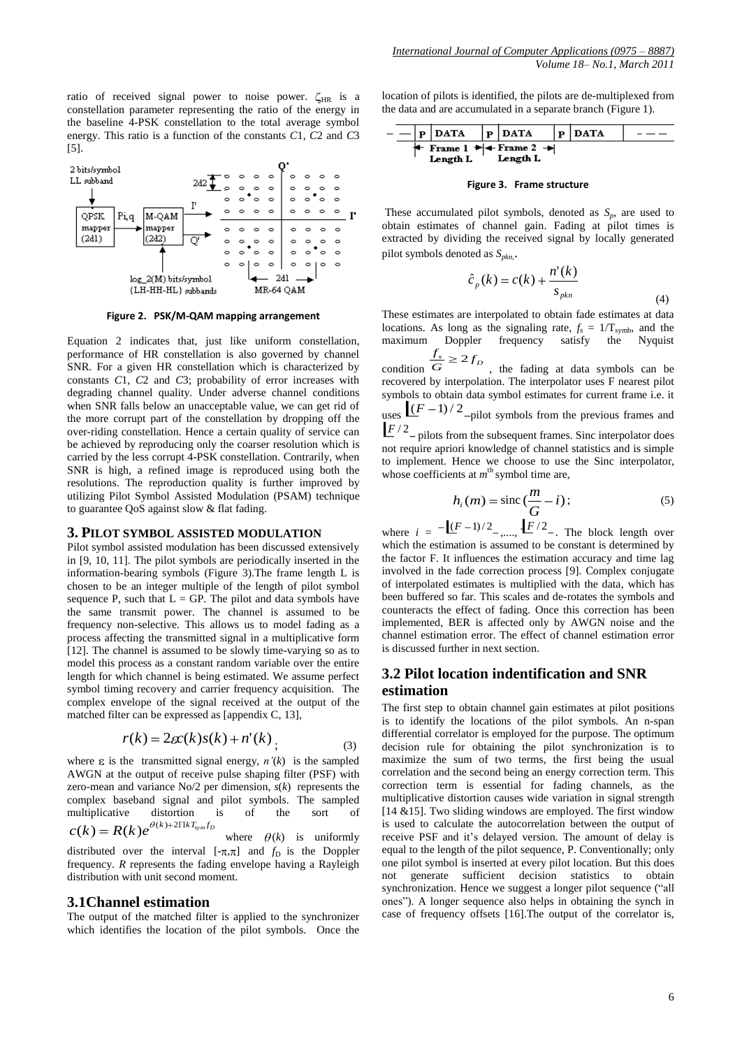ratio of received signal power to noise power. $\zeta_{HR}$ is a constellation parameter representing the ratio of the energy in the baseline 4-PSK constellation to the total average symbol energy. This ratio is a function of the constants $C1$, $C2$ and $C3$ [5].

**Figure 2. PSK/M-QAM mapping arrangement**

Equation 2 indicates that, just like uniform constellation, performance of HR constellation is also governed by channel SNR. For a given HR constellation which is characterized by constants $C1$, $C2$ and $C3$; probability of error increases with degrading channel quality. Under adverse channel conditions when SNR falls below an unacceptable value, we can get rid of the more corrupt part of the constellation by dropping off the over-riding constellation. Hence a certain quality of service can be achieved by reproducing only the coarser resolution which is carried by the less corrupt 4-PSK constellation. Contrarily, when SNR is high, a refined image is reproduced using both the resolutions. The reproduction quality is further improved by utilizing Pilot Symbol Assisted Modulation (PSAM) technique to guarantee QoS against slow & flat fading.

## 3. PILOT SYMBOL ASSISTED MODULATION

Pilot symbol assisted modulation has been discussed extensively in [9, 10, 11]. The pilot symbols are periodically inserted in the information-bearing symbols (Figure 3).The frame length L is chosen to be an integer multiple of the length of pilot symbol sequence P, such that L = GP. The pilot and data symbols have the same transmit power. The channel is assumed to be frequency non-selective. This allows us to model fading as a process affecting the transmitted signal in a multiplicative form [12]. The channel is assumed to be slowly time-varying so as to model this process as a constant random variable over the entire length for which channel is being estimated. We assume perfect symbol timing recovery and carrier frequency acquisition. The complex envelope of the signal received at the output of the matched filter can be expressed as [appendix C, 13],

$$r(k) = 2\varepsilon c(k)s(k) + n'(k)\,; \tag{3}$$

where $\varepsilon$ is the transmitted signal energy, $n'(k)$ is the sampled AWGN at the output of receive pulse shaping filter (PSF) with zero-mean and variance No/2 per dimension, $s(k)$ represents the complex baseband signal and pilot symbols. The sampled multiplicative distortion is of the sort of $c(k) = R(k)e^{\theta(k)+2\Pi kT_{sym}f_D}$ where $\theta(k)$ is uniformly distributed over the interval $[-\pi,\pi]$ and $f_D$ is the Doppler frequency. $R$ represents the fading envelope having a Rayleigh distribution with unit second moment.

### 3.1 Channel estimation

The output of the matched filter is applied to the synchronizer which identifies the location of the pilot symbols. Once the location of pilots is identified, the pilots are de-multiplexed from the data and are accumulated in a separate branch (Figure 1).

| — — | P | DATA | P | DATA | P | DATA | — — — |
|---|---|---|---|---|---|---|---|

Frame 1 Length L | Frame 2 Length L

**Figure 3. Frame structure**

These accumulated pilot symbols, denoted as $S_p$, are used to obtain estimates of channel gain. Fading at pilot times is extracted by dividing the received signal by locally generated pilot symbols denoted as $S_{pkn}$.

$$\hat{c}_p(k) = c(k) + \frac{n'(k)}{s_{pkn}} \tag{4}$$

These estimates are interpolated to obtain fade estimates at data locations. As long as the signaling rate, $f_s = 1/T_{symb}$, and the maximum Doppler frequency satisfy the Nyquist condition $\frac{f_s}{G} \geq 2f_D$, the fading at data symbols can be recovered by interpolation. The interpolator uses F nearest pilot symbols to obtain data symbol estimates for current frame i.e. it uses $\lfloor (F-1)/2 \rfloor$ pilot symbols from the previous frames and $\lfloor F/2 \rfloor$ pilots from the subsequent frames. Sinc interpolator does not require apriori knowledge of channel statistics and is simple to implement. Hence we choose to use the Sinc interpolator, whose coefficients at $m^{th}$ symbol time are,

$$h_i(m) = \text{sinc}\left(\frac{m}{G} - i\right); \tag{5}$$

where $i = -\lfloor (F-1)/2 \rfloor, \ldots, \lfloor F/2 \rfloor$. The block length over which the estimation is assumed to be constant is determined by the factor F. It influences the estimation accuracy and time lag involved in the fade correction process [9]. Complex conjugate of interpolated estimates is multiplied with the data, which has been buffered so far. This scales and de-rotates the symbols and counteracts the effect of fading. Once this correction has been implemented, BER is affected only by AWGN noise and the channel estimation error. The effect of channel estimation error is discussed further in next section.

### 3.2 Pilot location indentification and SNR estimation

The first step to obtain channel gain estimates at pilot positions is to identify the locations of the pilot symbols. An n-span differential correlator is employed for the purpose. The optimum decision rule for obtaining the pilot synchronization is to maximize the sum of two terms, the first being the usual correlation and the second being an energy correction term. This correction term is essential for fading channels, as the multiplicative distortion causes wide variation in signal strength [14 &15]. Two sliding windows are employed. The first window is used to calculate the autocorrelation between the output of receive PSF and it's delayed version. The amount of delay is equal to the length of the pilot sequence, P. Conventionally; only one pilot symbol is inserted at every pilot location. But this does not generate sufficient decision statistics to obtain synchronization. Hence we suggest a longer pilot sequence ("all ones"). A longer sequence also helps in obtaining the synch in case of frequency offsets [16].The output of the correlator is,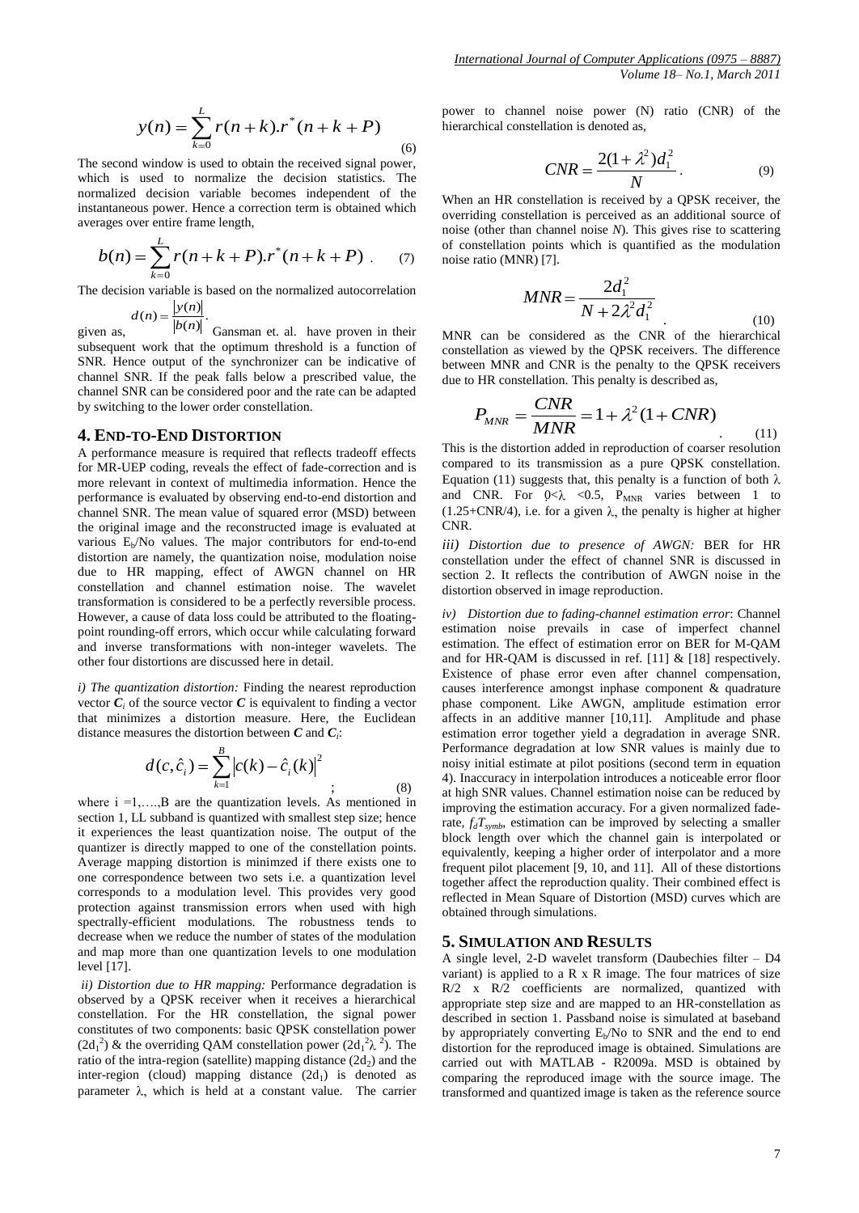$$y(n) = \sum_{k=0}^{L} r(n+k).r^*(n+k+P) \tag{6}$$

The second window is used to obtain the received signal power, which is used to normalize the decision statistics. The normalized decision variable becomes independent of the instantaneous power. Hence a correction term is obtained which averages over entire frame length,

$$b(n) = \sum_{k=0}^{L} r(n+k+P).r^*(n+k+P) \tag{7}$$

The decision variable is based on the normalized autocorrelation given as, $d(n) = \frac{|y(n)|}{|b(n)|}$. Gansman et. al. have proven in their subsequent work that the optimum threshold is a function of SNR. Hence output of the synchronizer can be indicative of channel SNR. If the peak falls below a prescribed value, the channel SNR can be considered poor and the rate can be adapted by switching to the lower order constellation.

## 4. END-TO-END DISTORTION

A performance measure is required that reflects tradeoff effects for MR-UEP coding, reveals the effect of fade-correction and is more relevant in context of multimedia information. Hence the performance is evaluated by observing end-to-end distortion and channel SNR. The mean value of squared error (MSD) between the original image and the reconstructed image is evaluated at various $E_b$/No values. The major contributors for end-to-end distortion are namely, the quantization noise, modulation noise due to HR mapping, effect of AWGN channel on HR constellation and channel estimation noise. The wavelet transformation is considered to be a perfectly reversible process. However, a cause of data loss could be attributed to the floating-point rounding-off errors, which occur while calculating forward and inverse transformations with non-integer wavelets. The other four distortions are discussed here in detail.

*i) The quantization distortion:* Finding the nearest reproduction vector $\boldsymbol{C}_i$ of the source vector $\boldsymbol{C}$ is equivalent to finding a vector that minimizes a distortion measure. Here, the Euclidean distance measures the distortion between $\boldsymbol{C}$ and $\boldsymbol{C}_i$:

$$d(c,\hat{c}_i) = \sum_{k=1}^{B} \left| c(k) - \hat{c}_i(k) \right|^2 ; \tag{8}$$

where i =1,….,B are the quantization levels. As mentioned in section 1, LL subband is quantized with smallest step size; hence it experiences the least quantization noise. The output of the quantizer is directly mapped to one of the constellation points. Average mapping distortion is minimzed if there exists one to one correspondence between two sets i.e. a quantization level corresponds to a modulation level. This provides very good protection against transmission errors when used with high spectrally-efficient modulations. The robustness tends to decrease when we reduce the number of states of the modulation and map more than one quantization levels to one modulation level [17].

*ii) Distortion due to HR mapping:* Performance degradation is observed by a QPSK receiver when it receives a hierarchical constellation. For the HR constellation, the signal power constitutes of two components: basic QPSK constellation power ($2d_1^2$) & the overriding QAM constellation power ($2d_1^2\lambda^2$). The ratio of the intra-region (satellite) mapping distance ($2d_2$) and the inter-region (cloud) mapping distance ($2d_1$) is denoted as parameter λ, which is held at a constant value. The carrier power to channel noise power (N) ratio (CNR) of the hierarchical constellation is denoted as,

$$CNR = \frac{2(1+\lambda^2)d_1^2}{N}. \tag{9}$$

When an HR constellation is received by a QPSK receiver, the overriding constellation is perceived as an additional source of noise (other than channel noise *N*). This gives rise to scattering of constellation points which is quantified as the modulation noise ratio (MNR) [7].

$$MNR = \frac{2d_1^2}{N + 2\lambda^2 d_1^2}. \tag{10}$$

MNR can be considered as the CNR of the hierarchical constellation as viewed by the QPSK receivers. The difference between MNR and CNR is the penalty to the QPSK receivers due to HR constellation. This penalty is described as,

$$P_{MNR} = \frac{CNR}{MNR} = 1 + \lambda^2(1+CNR). \tag{11}$$

This is the distortion added in reproduction of coarser resolution compared to its transmission as a pure QPSK constellation. Equation (11) suggests that, this penalty is a function of both λ and CNR. For 0<λ <0.5, $P_{MNR}$ varies between 1 to (1.25+CNR/4), i.e. for a given λ, the penalty is higher at higher CNR.

*iii) Distortion due to presence of AWGN:* BER for HR constellation under the effect of channel SNR is discussed in section 2. It reflects the contribution of AWGN noise in the distortion observed in image reproduction.

*iv) Distortion due to fading-channel estimation error*: Channel estimation noise prevails in case of imperfect channel estimation. The effect of estimation error on BER for M-QAM and for HR-QAM is discussed in ref. [11] & [18] respectively. Existence of phase error even after channel compensation, causes interference amongst inphase component & quadrature phase component. Like AWGN, amplitude estimation error affects in an additive manner [10,11]. Amplitude and phase estimation error together yield a degradation in average SNR. Performance degradation at low SNR values is mainly due to noisy initial estimate at pilot positions (second term in equation 4). Inaccuracy in interpolation introduces a noticeable error floor at high SNR values. Channel estimation noise can be reduced by improving the estimation accuracy. For a given normalized fade-rate, $f_d T_{symb}$, estimation can be improved by selecting a smaller block length over which the channel gain is interpolated or equivalently, keeping a higher order of interpolator and a more frequent pilot placement [9, 10, and 11]. All of these distortions together affect the reproduction quality. Their combined effect is reflected in Mean Square of Distortion (MSD) curves which are obtained through simulations.

## 5. SIMULATION AND RESULTS

A single level, 2-D wavelet transform (Daubechies filter – D4 variant) is applied to a R x R image. The four matrices of size R/2 x R/2 coefficients are normalized, quantized with appropriate step size and are mapped to an HR-constellation as described in section 1. Passband noise is simulated at baseband by appropriately converting $E_b$/No to SNR and the end to end distortion for the reproduced image is obtained. Simulations are carried out with MATLAB - R2009a. MSD is obtained by comparing the reproduced image with the source image. The transformed and quantized image is taken as the reference source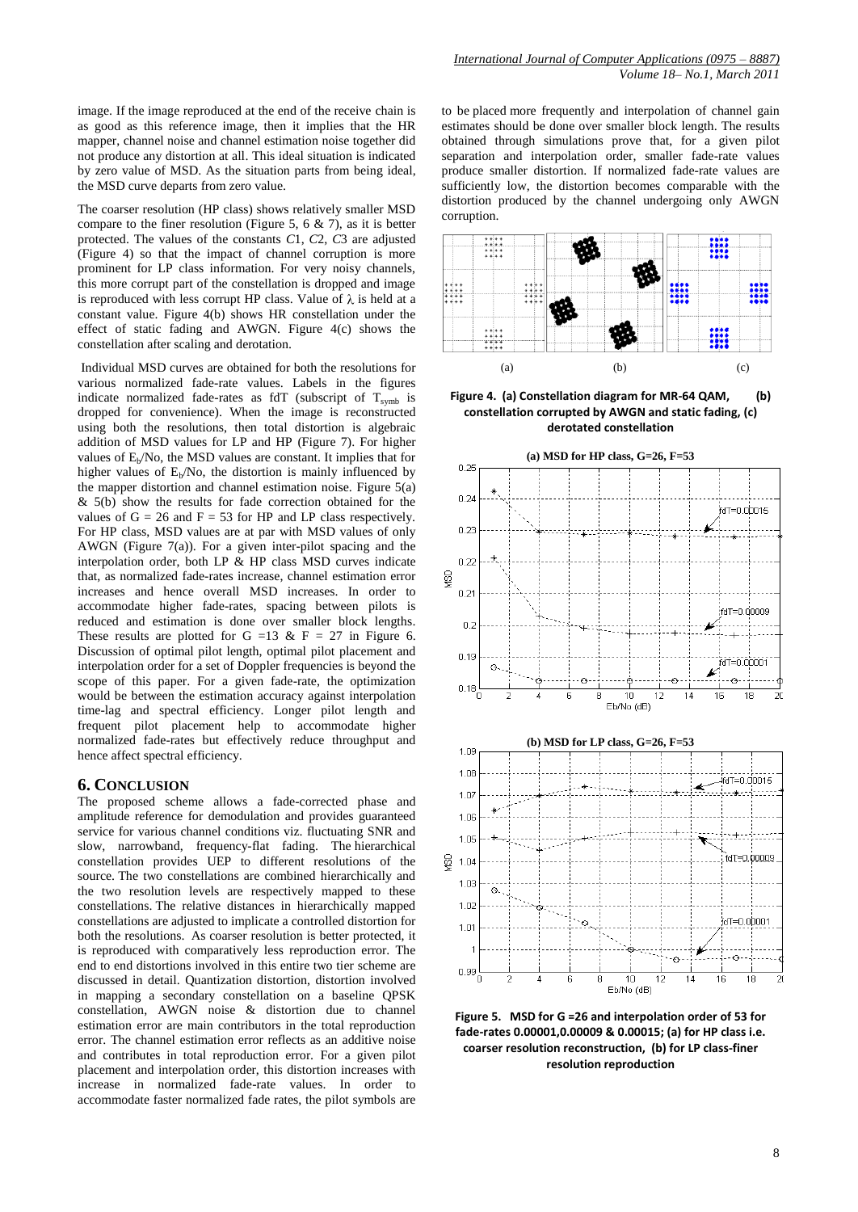image. If the image reproduced at the end of the receive chain is as good as this reference image, then it implies that the HR mapper, channel noise and channel estimation noise together did not produce any distortion at all. This ideal situation is indicated by zero value of MSD. As the situation parts from being ideal, the MSD curve departs from zero value.

The coarser resolution (HP class) shows relatively smaller MSD compare to the finer resolution (Figure 5, 6 & 7), as it is better protected. The values of the constants $C1$, $C2$, $C3$ are adjusted (Figure 4) so that the impact of channel corruption is more prominent for LP class information. For very noisy channels, this more corrupt part of the constellation is dropped and image is reproduced with less corrupt HP class. Value of $\lambda$ is held at a constant value. Figure 4(b) shows HR constellation under the effect of static fading and AWGN. Figure 4(c) shows the constellation after scaling and derotation.

Individual MSD curves are obtained for both the resolutions for various normalized fade-rate values. Labels in the figures indicate normalized fade-rates as fdT (subscript of $T_{symb}$ is dropped for convenience). When the image is reconstructed using both the resolutions, then total distortion is algebraic addition of MSD values for LP and HP (Figure 7). For higher values of $E_b/No$, the MSD values are constant. It implies that for higher values of $E_b/No$, the distortion is mainly influenced by the mapper distortion and channel estimation noise. Figure 5(a) & 5(b) show the results for fade correction obtained for the values of G = 26 and F = 53 for HP and LP class respectively. For HP class, MSD values are at par with MSD values of only AWGN (Figure 7(a)). For a given inter-pilot spacing and the interpolation order, both LP & HP class MSD curves indicate that, as normalized fade-rates increase, channel estimation error increases and hence overall MSD increases. In order to accommodate higher fade-rates, spacing between pilots is reduced and estimation is done over smaller block lengths. These results are plotted for G =13 & F = 27 in Figure 6. Discussion of optimal pilot length, optimal pilot placement and interpolation order for a set of Doppler frequencies is beyond the scope of this paper. For a given fade-rate, the optimization would be between the estimation accuracy against interpolation time-lag and spectral efficiency. Longer pilot length and frequent pilot placement help to accommodate higher normalized fade-rates but effectively reduce throughput and hence affect spectral efficiency.

## 6. CONCLUSION

The proposed scheme allows a fade-corrected phase and amplitude reference for demodulation and provides guaranteed service for various channel conditions viz. fluctuating SNR and slow, narrowband, frequency-flat fading. The hierarchical constellation provides UEP to different resolutions of the source. The two constellations are combined hierarchically and the two resolution levels are respectively mapped to these constellations. The relative distances in hierarchically mapped constellations are adjusted to implicate a controlled distortion for both the resolutions. As coarser resolution is better protected, it is reproduced with comparatively less reproduction error. The end to end distortions involved in this entire two tier scheme are discussed in detail. Quantization distortion, distortion involved in mapping a secondary constellation on a baseline QPSK constellation, AWGN noise & distortion due to channel estimation error are main contributors in the total reproduction error. The channel estimation error reflects as an additive noise and contributes in total reproduction error. For a given pilot placement and interpolation order, this distortion increases with increase in normalized fade-rate values. In order to accommodate faster normalized fade rates, the pilot symbols are to be placed more frequently and interpolation of channel gain estimates should be done over smaller block length. The results obtained through simulations prove that, for a given pilot separation and interpolation order, smaller fade-rate values produce smaller distortion. If normalized fade-rate values are sufficiently low, the distortion becomes comparable with the distortion produced by the channel undergoing only AWGN corruption.

**Figure 4. (a) Constellation diagram for MR-64 QAM, (b) constellation corrupted by AWGN and static fading, (c) derotated constellation**

**Figure 5. MSD for G =26 and interpolation order of 53 for fade-rates 0.00001,0.00009 & 0.00015; (a) for HP class i.e. coarser resolution reconstruction, (b) for LP class-finer resolution reproduction**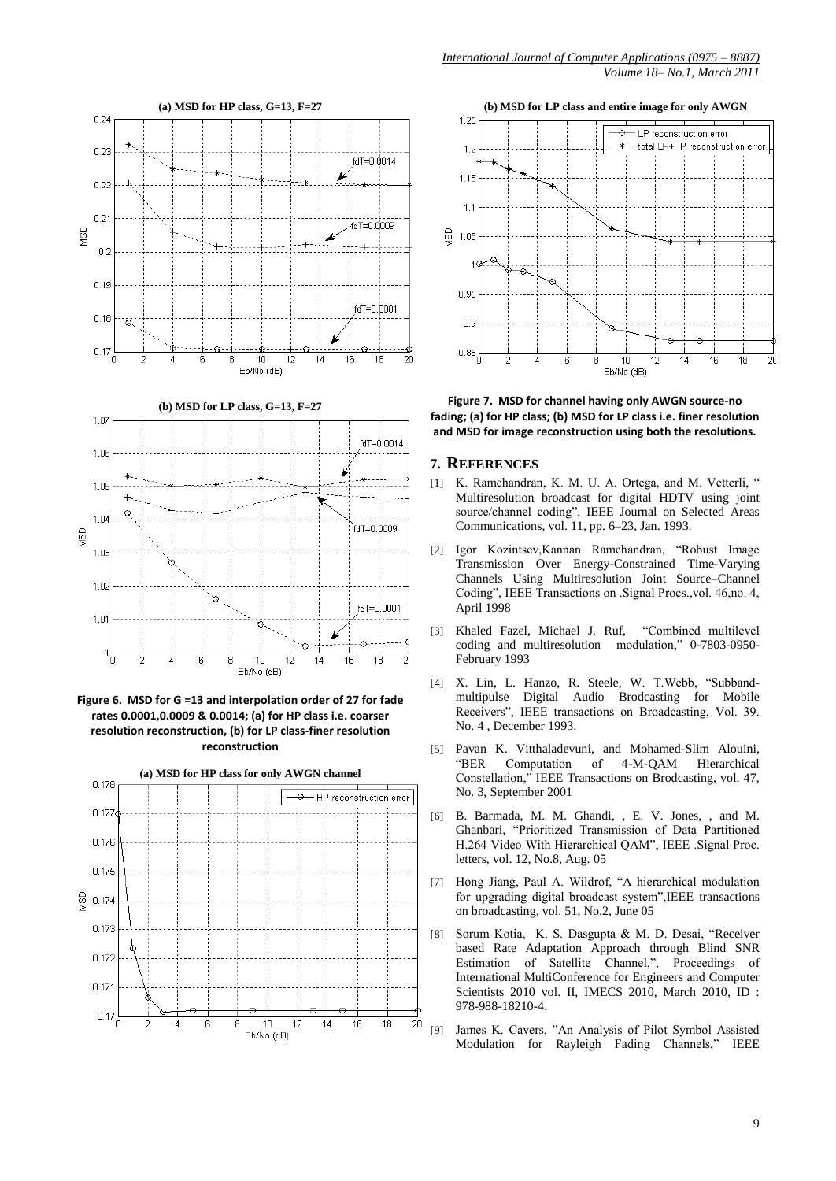Figure 6. MSD for G =13 and interpolation order of 27 for fade rates 0.0001,0.0009 & 0.0014; (a) for HP class i.e. coarser resolution reconstruction, (b) for LP class-finer resolution reconstruction

Figure 7. MSD for channel having only AWGN source-no fading; (a) for HP class; (b) MSD for LP class i.e. finer resolution and MSD for image reconstruction using both the resolutions.

## 7. REFERENCES

[1] K. Ramchandran, K. M. U. A. Ortega, and M. Vetterli, " Multiresolution broadcast for digital HDTV using joint source/channel coding", IEEE Journal on Selected Areas Communications, vol. 11, pp. 6–23, Jan. 1993.

[2] Igor Kozintsev,Kannan Ramchandran, "Robust Image Transmission Over Energy-Constrained Time-Varying Channels Using Multiresolution Joint Source–Channel Coding", IEEE Transactions on .Signal Procs.,vol. 46,no. 4, April 1998

[3] Khaled Fazel, Michael J. Ruf, "Combined multilevel coding and multiresolution modulation," 0-7803-0950- February 1993

[4] X. Lin, L. Hanzo, R. Steele, W. T.Webb, "Subband-multipulse Digital Audio Brodcasting for Mobile Receivers", IEEE transactions on Broadcasting, Vol. 39. No. 4 , December 1993.

[5] Pavan K. Vitthaladevuni, and Mohamed-Slim Alouini, "BER Computation of 4-M-QAM Hierarchical Constellation," IEEE Transactions on Brodcasting, vol. 47, No. 3, September 2001

[6] B. Barmada, M. M. Ghandi, , E. V. Jones, , and M. Ghanbari, "Prioritized Transmission of Data Partitioned H.264 Video With Hierarchical QAM", IEEE .Signal Proc. letters, vol. 12, No.8, Aug. 05

[7] Hong Jiang, Paul A. Wildrof, "A hierarchical modulation for upgrading digital broadcast system",IEEE transactions on broadcasting, vol. 51, No.2, June 05

[8] Sorum Kotia, K. S. Dasgupta & M. D. Desai, "Receiver based Rate Adaptation Approach through Blind SNR Estimation of Satellite Channel,", Proceedings of International MultiConference for Engineers and Computer Scientists 2010 vol. II, IMECS 2010, March 2010, ID : 978-988-18210-4.

[9] James K. Cavers, "An Analysis of Pilot Symbol Assisted Modulation for Rayleigh Fading Channels," IEEE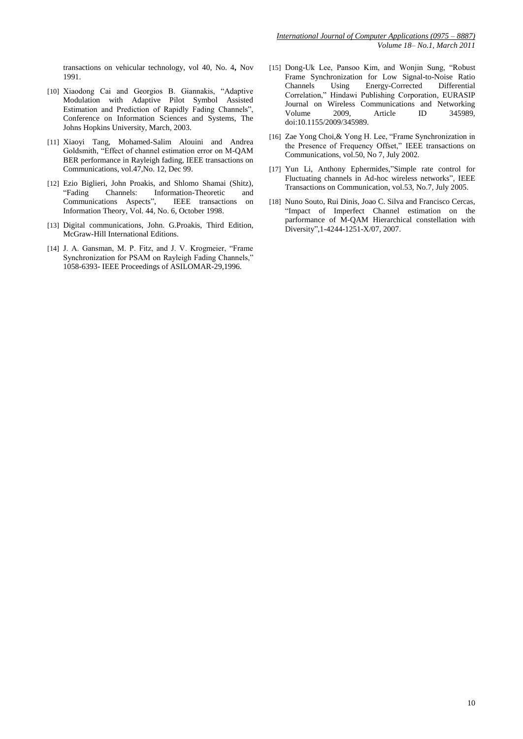transactions on vehicular technology, vol 40, No. 4**,** Nov 1991.

[10] Xiaodong Cai and Georgios B. Giannakis, "Adaptive Modulation with Adaptive Pilot Symbol Assisted Estimation and Prediction of Rapidly Fading Channels", Conference on Information Sciences and Systems, The Johns Hopkins University, March, 2003.

[11] Xiaoyi Tang, Mohamed-Salim Alouini and Andrea Goldsmith, "Effect of channel estimation error on M-QAM BER performance in Rayleigh fading, IEEE transactions on Communications, vol.47,No. 12, Dec 99.

[12] Ezio Biglieri, John Proakis, and Shlomo Shamai (Shitz), "Fading Channels: Information-Theoretic and Communications Aspects", IEEE transactions on Information Theory, Vol. 44, No. 6, October 1998.

[13] Digital communications, John. G.Proakis, Third Edition, McGraw-Hill International Editions.

[14] J. A. Gansman, M. P. Fitz, and J. V. Krogmeier, "Frame Synchronization for PSAM on Rayleigh Fading Channels," 1058-6393- IEEE Proceedings of ASILOMAR-29,1996.

[15] Dong-Uk Lee, Pansoo Kim, and Wonjin Sung, "Robust Frame Synchronization for Low Signal-to-Noise Ratio Channels Using Energy-Corrected Differential Correlation," Hindawi Publishing Corporation, EURASIP Journal on Wireless Communications and Networking Volume 2009, Article ID 345989, doi:10.1155/2009/345989.

[16] Zae Yong Choi,& Yong H. Lee, "Frame Synchronization in the Presence of Frequency Offset," IEEE transactions on Communications, vol.50, No 7, July 2002.

[17] Yun Li, Anthony Ephermides,"Simple rate control for Fluctuating channels in Ad-hoc wireless networks", IEEE Transactions on Communication, vol.53, No.7, July 2005.

[18] Nuno Souto, Rui Dinis, Joao C. Silva and Francisco Cercas, "Impact of Imperfect Channel estimation on the parformance of M-QAM Hierarchical constellation with Diversity",1-4244-1251-X/07, 2007.